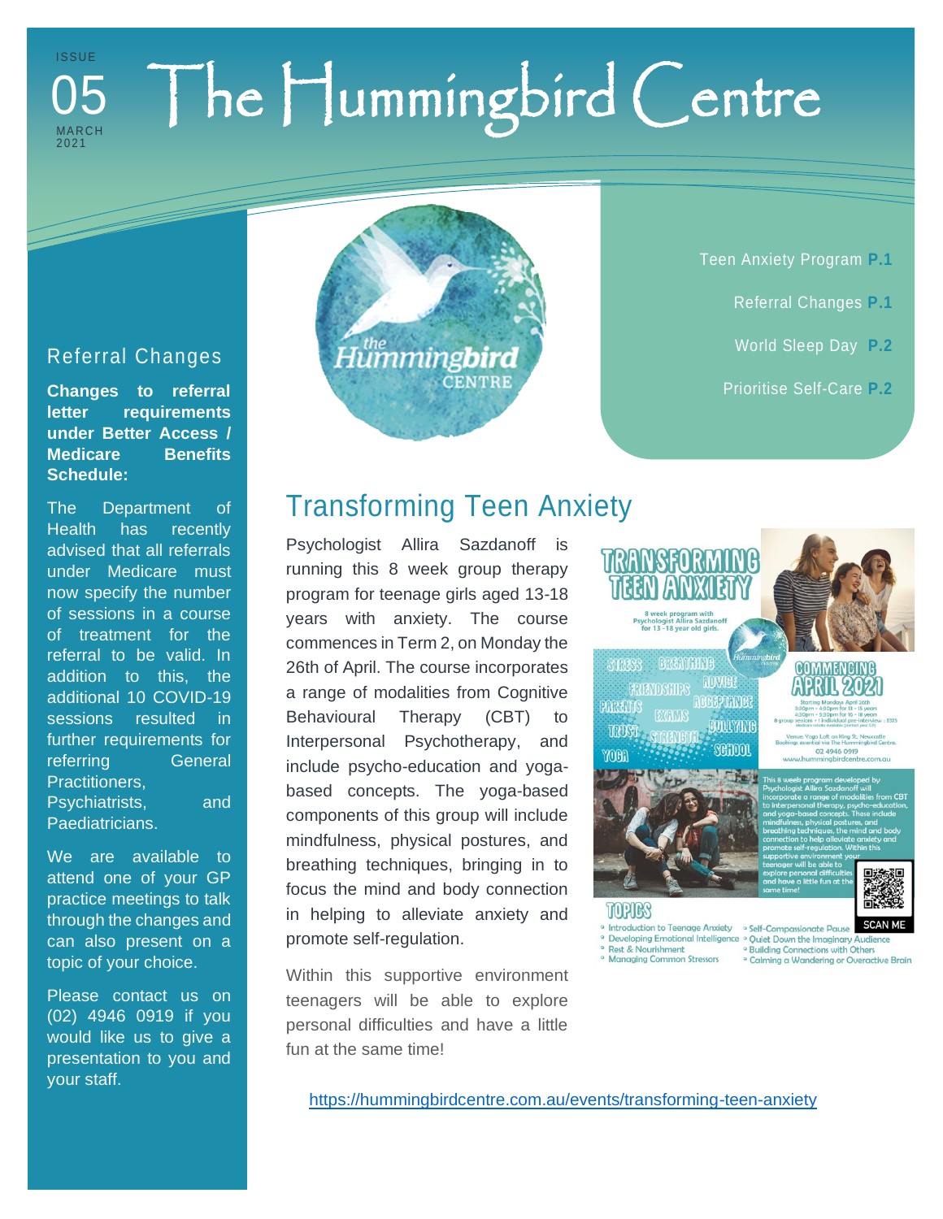ISSUE 05 MARCH 2021

# The Hummingbird Centre

- Teen Anxiety Program **P.1**
- Referral Changes **P.1**
- World Sleep Day **P.2**
- Prioritise Self-Care **P.2**

## Referral Changes

**Changes to referral letter requirements under Better Access / Medicare Benefits Schedule:**

The Department of Health has recently advised that all referrals under Medicare must now specify the number of sessions in a course of treatment for the referral to be valid. In addition to this, the additional 10 COVID-19 sessions resulted in further requirements for referring General Practitioners, Psychiatrists, and Paediatricians.

We are available to attend one of your GP practice meetings to talk through the changes and can also present on a topic of your choice.

Please contact us on (02) 4946 0919 if you would like us to give a presentation to you and your staff.

## Transforming Teen Anxiety

Psychologist Allira Sazdanoff is running this 8 week group therapy program for teenage girls aged 13-18 years with anxiety. The course commences in Term 2, on Monday the 26th of April. The course incorporates a range of modalities from Cognitive Behavioural Therapy (CBT) to Interpersonal Psychotherapy, and include psycho-education and yoga-based concepts. The yoga-based components of this group will include mindfulness, physical postures, and breathing techniques, bringing in to focus the mind and body connection in helping to alleviate anxiety and promote self-regulation.

Within this supportive environment teenagers will be able to explore personal difficulties and have a little fun at the same time!

https://hummingbirdcentre.com.au/events/transforming-teen-anxiety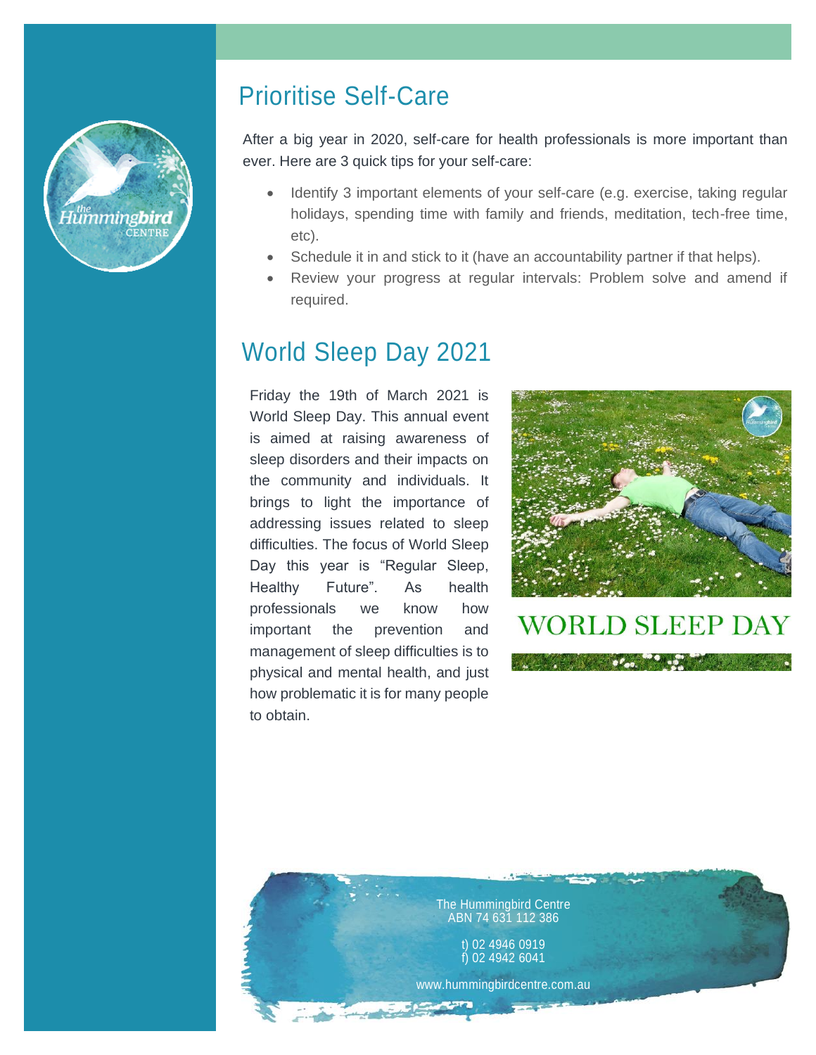## Prioritise Self-Care

After a big year in 2020, self-care for health professionals is more important than ever. Here are 3 quick tips for your self-care:

- Identify 3 important elements of your self-care (e.g. exercise, taking regular holidays, spending time with family and friends, meditation, tech-free time, etc).
- Schedule it in and stick to it (have an accountability partner if that helps).
- Review your progress at regular intervals: Problem solve and amend if required.

## World Sleep Day 2021

Friday the 19th of March 2021 is World Sleep Day. This annual event is aimed at raising awareness of sleep disorders and their impacts on the community and individuals. It brings to light the importance of addressing issues related to sleep difficulties. The focus of World Sleep Day this year is "Regular Sleep, Healthy Future". As health professionals we know how important the prevention and management of sleep difficulties is to physical and mental health, and just how problematic it is for many people to obtain.

WORLD SLEEP DAY

The Hummingbird Centre
ABN 74 631 112 386

t) 02 4946 0919
f) 02 4942 6041

www.hummingbirdcentre.com.au